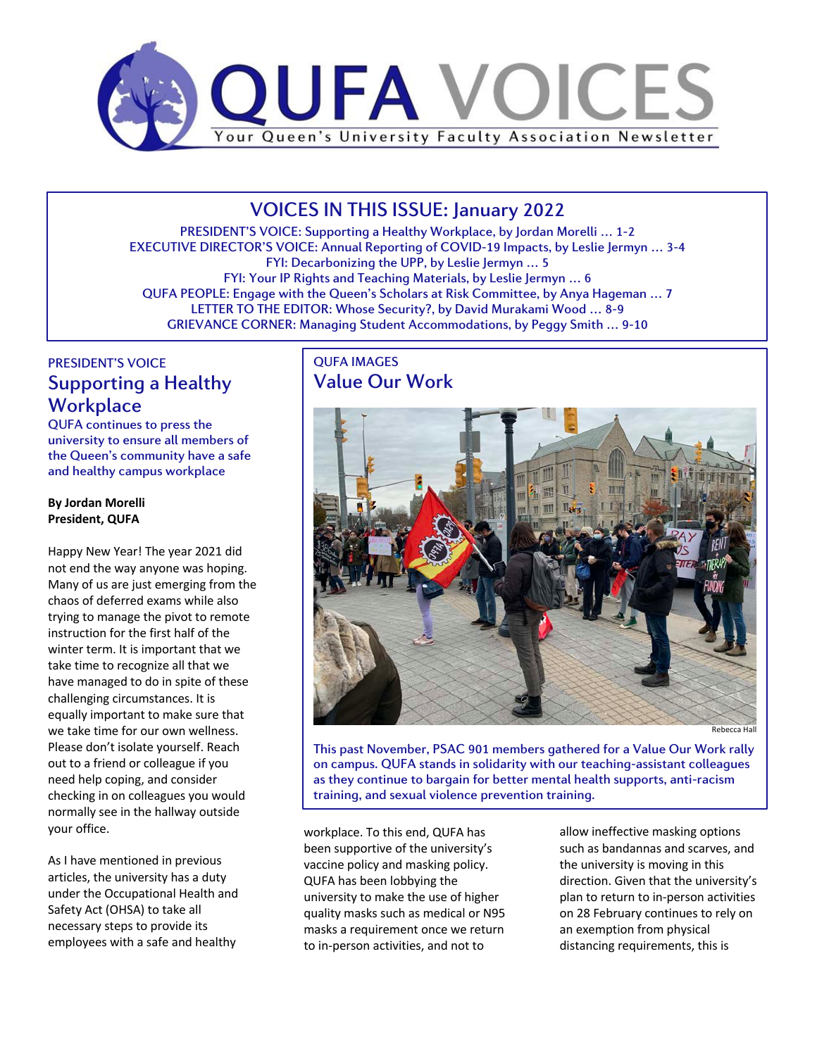# QUFA VOICES

Your Queen's University Faculty Association Newsletter

## VOICES IN THIS ISSUE: January 2022

PRESIDENT'S VOICE: Supporting a Healthy Workplace, by Jordan Morelli … 1-2
EXECUTIVE DIRECTOR'S VOICE: Annual Reporting of COVID-19 Impacts, by Leslie Jermyn … 3-4
FYI: Decarbonizing the UPP, by Leslie Jermyn … 5
FYI: Your IP Rights and Teaching Materials, by Leslie Jermyn … 6
QUFA PEOPLE: Engage with the Queen's Scholars at Risk Committee, by Anya Hageman … 7
LETTER TO THE EDITOR: Whose Security?, by David Murakami Wood … 8-9
GRIEVANCE CORNER: Managing Student Accommodations, by Peggy Smith … 9-10

PRESIDENT'S VOICE

## Supporting a Healthy Workplace

QUFA continues to press the university to ensure all members of the Queen's community have a safe and healthy campus workplace

**By Jordan Morelli**
**President, QUFA**

Happy New Year! The year 2021 did not end the way anyone was hoping. Many of us are just emerging from the chaos of deferred exams while also trying to manage the pivot to remote instruction for the first half of the winter term. It is important that we take time to recognize all that we have managed to do in spite of these challenging circumstances. It is equally important to make sure that we take time for our own wellness. Please don't isolate yourself. Reach out to a friend or colleague if you need help coping, and consider checking in on colleagues you would normally see in the hallway outside your office.

As I have mentioned in previous articles, the university has a duty under the Occupational Health and Safety Act (OHSA) to take all necessary steps to provide its employees with a safe and healthy workplace. To this end, QUFA has been supportive of the university's vaccine policy and masking policy. QUFA has been lobbying the university to make the use of higher quality masks such as medical or N95 masks a requirement once we return to in-person activities, and not to allow ineffective masking options such as bandannas and scarves, and the university is moving in this direction. Given that the university's plan to return to in-person activities on 28 February continues to rely on an exemption from physical distancing requirements, this is

QUFA IMAGES

## Value Our Work

Rebecca Hall

This past November, PSAC 901 members gathered for a Value Our Work rally on campus. QUFA stands in solidarity with our teaching-assistant colleagues as they continue to bargain for better mental health supports, anti-racism training, and sexual violence prevention training.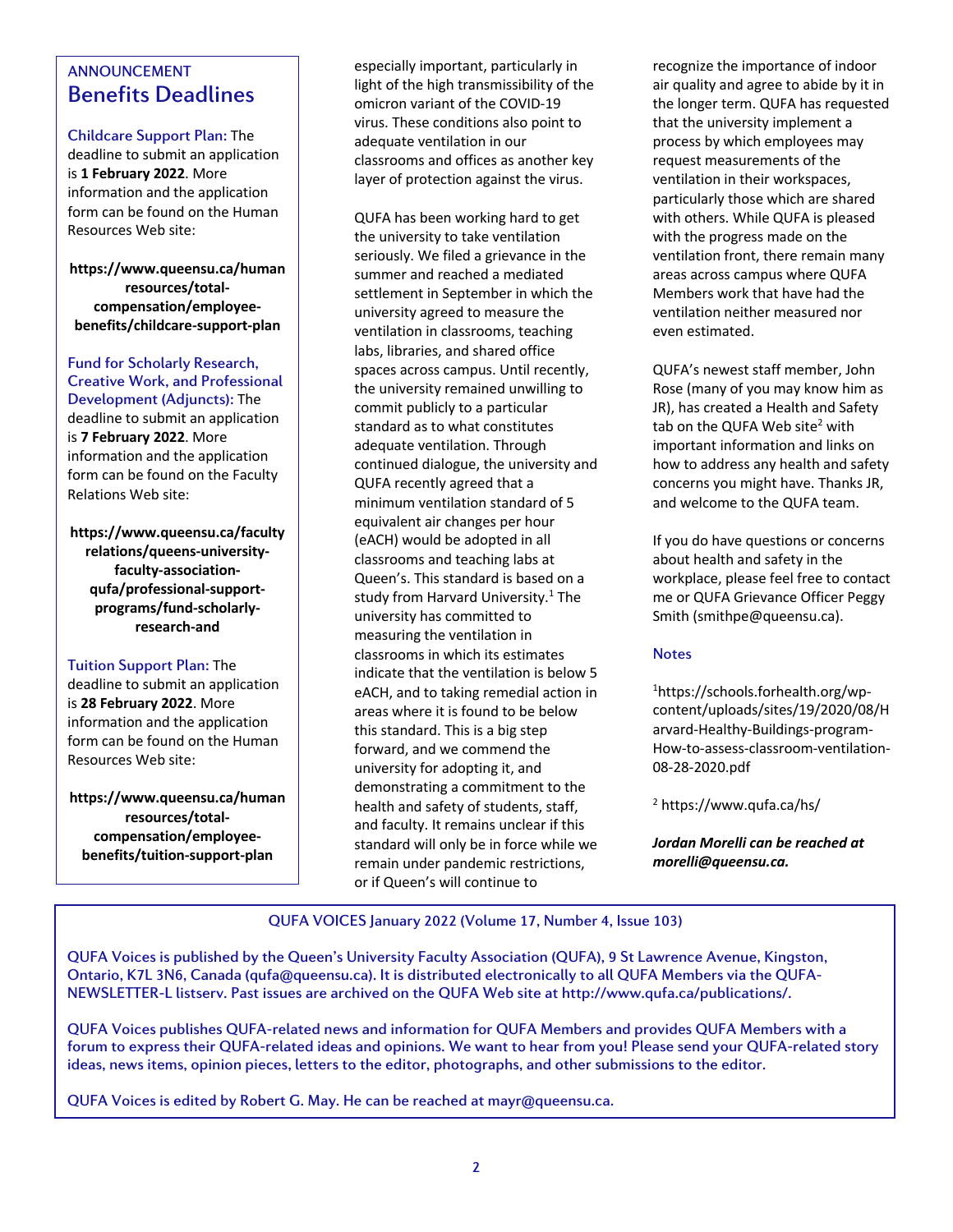ANNOUNCEMENT

## Benefits Deadlines

**Childcare Support Plan:** The deadline to submit an application is **1 February 2022**. More information and the application form can be found on the Human Resources Web site:

**https://www.queensu.ca/humanresources/total-compensation/employee-benefits/childcare-support-plan**

**Fund for Scholarly Research, Creative Work, and Professional Development (Adjuncts):** The deadline to submit an application is **7 February 2022**. More information and the application form can be found on the Faculty Relations Web site:

**https://www.queensu.ca/facultyrelations/queens-university-faculty-association-qufa/professional-support-programs/fund-scholarly-research-and**

**Tuition Support Plan:** The deadline to submit an application is **28 February 2022**. More information and the application form can be found on the Human Resources Web site:

**https://www.queensu.ca/humanresources/total-compensation/employee-benefits/tuition-support-plan**

especially important, particularly in light of the high transmissibility of the omicron variant of the COVID-19 virus. These conditions also point to adequate ventilation in our classrooms and offices as another key layer of protection against the virus.

QUFA has been working hard to get the university to take ventilation seriously. We filed a grievance in the summer and reached a mediated settlement in September in which the university agreed to measure the ventilation in classrooms, teaching labs, libraries, and shared office spaces across campus. Until recently, the university remained unwilling to commit publicly to a particular standard as to what constitutes adequate ventilation. Through continued dialogue, the university and QUFA recently agreed that a minimum ventilation standard of 5 equivalent air changes per hour (eACH) would be adopted in all classrooms and teaching labs at Queen's. This standard is based on a study from Harvard University.[1] The university has committed to measuring the ventilation in classrooms in which its estimates indicate that the ventilation is below 5 eACH, and to taking remedial action in areas where it is found to be below this standard. This is a big step forward, and we commend the university for adopting it, and demonstrating a commitment to the health and safety of students, staff, and faculty. It remains unclear if this standard will only be in force while we remain under pandemic restrictions, or if Queen's will continue to recognize the importance of indoor air quality and agree to abide by it in the longer term. QUFA has requested that the university implement a process by which employees may request measurements of the ventilation in their workspaces, particularly those which are shared with others. While QUFA is pleased with the progress made on the ventilation front, there remain many areas across campus where QUFA Members work that have had the ventilation neither measured nor even estimated.

QUFA's newest staff member, John Rose (many of you may know him as JR), has created a Health and Safety tab on the QUFA Web site[2] with important information and links on how to address any health and safety concerns you might have. Thanks JR, and welcome to the QUFA team.

If you do have questions or concerns about health and safety in the workplace, please feel free to contact me or QUFA Grievance Officer Peggy Smith (smithpe@queensu.ca).

### Notes

[1] https://schools.forhealth.org/wp-content/uploads/sites/19/2020/08/Harvard-Healthy-Buildings-program-How-to-assess-classroom-ventilation-08-28-2020.pdf

[2] https://www.qufa.ca/hs/

***Jordan Morelli can be reached at morelli@queensu.ca.***

QUFA VOICES January 2022 (Volume 17, Number 4, Issue 103)

QUFA Voices is published by the Queen's University Faculty Association (QUFA), 9 St Lawrence Avenue, Kingston, Ontario, K7L 3N6, Canada (qufa@queensu.ca). It is distributed electronically to all QUFA Members via the QUFA-NEWSLETTER-L listserv. Past issues are archived on the QUFA Web site at http://www.qufa.ca/publications/.

QUFA Voices publishes QUFA-related news and information for QUFA Members and provides QUFA Members with a forum to express their QUFA-related ideas and opinions. We want to hear from you! Please send your QUFA-related story ideas, news items, opinion pieces, letters to the editor, photographs, and other submissions to the editor.

QUFA Voices is edited by Robert G. May. He can be reached at mayr@queensu.ca.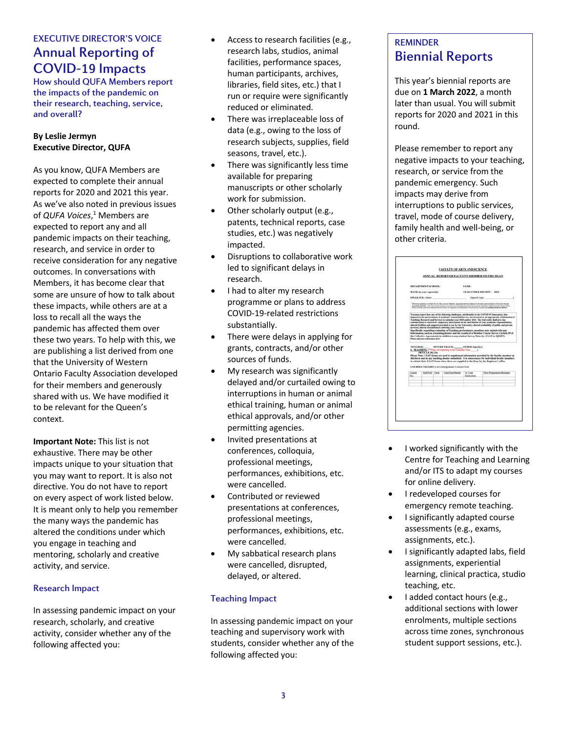EXECUTIVE DIRECTOR'S VOICE

# Annual Reporting of COVID-19 Impacts

### How should QUFA Members report the impacts of the pandemic on their research, teaching, service, and overall?

**By Leslie Jermyn**
**Executive Director, QUFA**

As you know, QUFA Members are expected to complete their annual reports for 2020 and 2021 this year. As we've also noted in previous issues of *QUFA Voices*,[1] Members are expected to report any and all pandemic impacts on their teaching, research, and service in order to receive consideration for any negative outcomes. In conversations with Members, it has become clear that some are unsure of how to talk about these impacts, while others are at a loss to recall all the ways the pandemic has affected them over these two years. To help with this, we are publishing a list derived from one that the University of Western Ontario Faculty Association developed for their members and generously shared with us. We have modified it to be relevant for the Queen's context.

**Important Note:** This list is not exhaustive. There may be other impacts unique to your situation that you may want to report. It is also not directive. You do not have to report on every aspect of work listed below. It is meant only to help you remember the many ways the pandemic has altered the conditions under which you engage in teaching and mentoring, scholarly and creative activity, and service.

## Research Impact

In assessing pandemic impact on your research, scholarly, and creative activity, consider whether any of the following affected you:

- Access to research facilities (e.g., research labs, studios, animal facilities, performance spaces, human participants, archives, libraries, field sites, etc.) that I run or require were significantly reduced or eliminated.
- There was irreplaceable loss of data (e.g., owing to the loss of research subjects, supplies, field seasons, travel, etc.).
- There was significantly less time available for preparing manuscripts or other scholarly work for submission.
- Other scholarly output (e.g., patents, technical reports, case studies, etc.) was negatively impacted.
- Disruptions to collaborative work led to significant delays in research.
- I had to alter my research programme or plans to address COVID-19-related restrictions substantially.
- There were delays in applying for grants, contracts, and/or other sources of funds.
- My research was significantly delayed and/or curtailed owing to interruptions in human or animal ethical training, human or animal ethical approvals, and/or other permitting agencies.
- Invited presentations at conferences, colloquia, professional meetings, performances, exhibitions, etc. were cancelled.
- Contributed or reviewed presentations at conferences, professional meetings, performances, exhibitions, etc. were cancelled.
- My sabbatical research plans were cancelled, disrupted, delayed, or altered.

## Teaching Impact

In assessing pandemic impact on your teaching and supervisory work with students, consider whether any of the following affected you:

- I worked significantly with the Centre for Teaching and Learning and/or ITS to adapt my courses for online delivery.
- I redeveloped courses for emergency remote teaching.
- I significantly adapted course assessments (e.g., exams, assignments, etc.).
- I significantly adapted labs, field assignments, experiential learning, clinical practica, studio teaching, etc.
- I added contact hours (e.g., additional sections with lower enrolments, multiple sections across time zones, synchronous student support sessions, etc.).

---

REMINDER

## Biennial Reports

This year's biennial reports are due on **1 March 2022**, a month later than usual. You will submit reports for 2020 and 2021 in this round.

Please remember to report any negative impacts to your teaching, research, or service from the pandemic emergency. Such impacts may derive from interruptions to public services, travel, mode of course delivery, family health and well-being, or other criteria.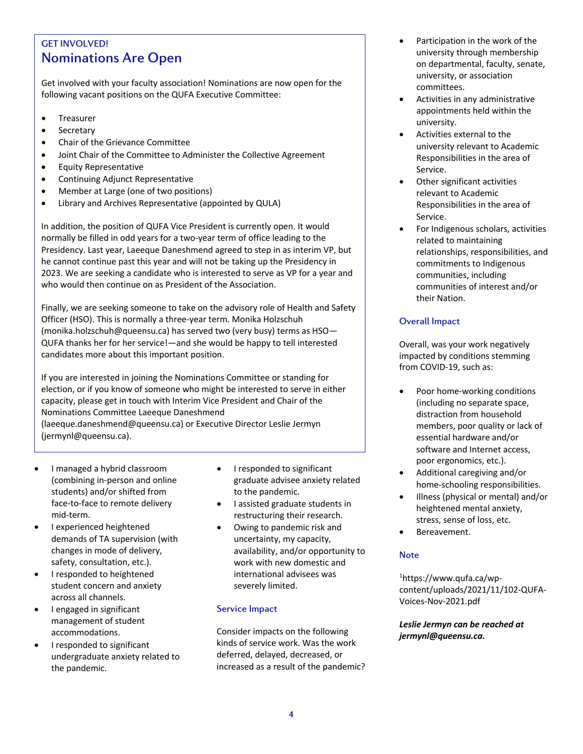GET INVOLVED!

## Nominations Are Open

Get involved with your faculty association! Nominations are now open for the following vacant positions on the QUFA Executive Committee:

- Treasurer
- Secretary
- Chair of the Grievance Committee
- Joint Chair of the Committee to Administer the Collective Agreement
- Equity Representative
- Continuing Adjunct Representative
- Member at Large (one of two positions)
- Library and Archives Representative (appointed by QULA)

In addition, the position of QUFA Vice President is currently open. It would normally be filled in odd years for a two-year term of office leading to the Presidency. Last year, Laeeque Daneshmend agreed to step in as interim VP, but he cannot continue past this year and will not be taking up the Presidency in 2023. We are seeking a candidate who is interested to serve as VP for a year and who would then continue on as President of the Association.

Finally, we are seeking someone to take on the advisory role of Health and Safety Officer (HSO). This is normally a three-year term. Monika Holzschuh (monika.holzschuh@queensu.ca) has served two (very busy) terms as HSO—QUFA thanks her for her service!—and she would be happy to tell interested candidates more about this important position.

If you are interested in joining the Nominations Committee or standing for election, or if you know of someone who might be interested to serve in either capacity, please get in touch with Interim Vice President and Chair of the Nominations Committee Laeeque Daneshmend (laeeque.daneshmend@queensu.ca) or Executive Director Leslie Jermyn (jermynl@queensu.ca).

- I managed a hybrid classroom (combining in-person and online students) and/or shifted from face-to-face to remote delivery mid-term.
- I experienced heightened demands of TA supervision (with changes in mode of delivery, safety, consultation, etc.).
- I responded to heightened student concern and anxiety across all channels.
- I engaged in significant management of student accommodations.
- I responded to significant undergraduate anxiety related to the pandemic.
- I responded to significant graduate advisee anxiety related to the pandemic.
- I assisted graduate students in restructuring their research.
- Owing to pandemic risk and uncertainty, my capacity, availability, and/or opportunity to work with new domestic and international advisees was severely limited.

### Service Impact

Consider impacts on the following kinds of service work. Was the work deferred, delayed, decreased, or increased as a result of the pandemic?

- Participation in the work of the university through membership on departmental, faculty, senate, university, or association committees.
- Activities in any administrative appointments held within the university.
- Activities external to the university relevant to Academic Responsibilities in the area of Service.
- Other significant activities relevant to Academic Responsibilities in the area of Service.
- For Indigenous scholars, activities related to maintaining relationships, responsibilities, and commitments to Indigenous communities, including communities of interest and/or their Nation.

### Overall Impact

Overall, was your work negatively impacted by conditions stemming from COVID-19, such as:

- Poor home-working conditions (including no separate space, distraction from household members, poor quality or lack of essential hardware and/or software and Internet access, poor ergonomics, etc.).
- Additional caregiving and/or home-schooling responsibilities.
- Illness (physical or mental) and/or heightened mental anxiety, stress, sense of loss, etc.
- Bereavement.

### Note

[1]https://www.qufa.ca/wp-content/uploads/2021/11/102-QUFA-Voices-Nov-2021.pdf

***Leslie Jermyn can be reached at jermynl@queensu.ca.***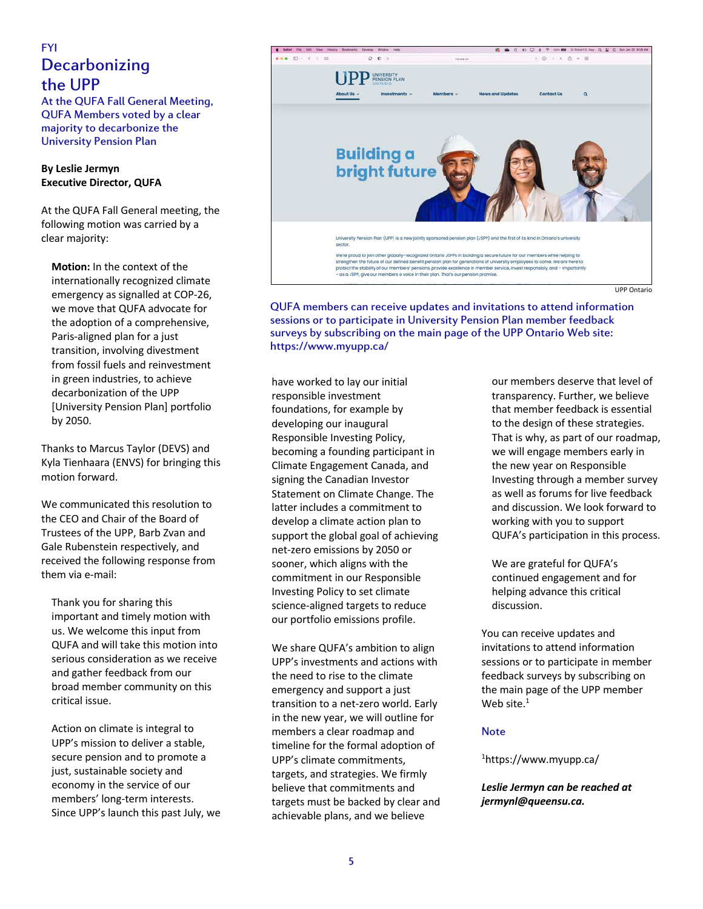FYI

# Decarbonizing the UPP

## At the QUFA Fall General Meeting, QUFA Members voted by a clear majority to decarbonize the University Pension Plan

**By Leslie Jermyn**
**Executive Director, QUFA**

At the QUFA Fall General meeting, the following motion was carried by a clear majority:

> **Motion:** In the context of the internationally recognized climate emergency as signalled at COP-26, we move that QUFA advocate for the adoption of a comprehensive, Paris-aligned plan for a just transition, involving divestment from fossil fuels and reinvestment in green industries, to achieve decarbonization of the UPP [University Pension Plan] portfolio by 2050.

Thanks to Marcus Taylor (DEVS) and Kyla Tienhaara (ENVS) for bringing this motion forward.

We communicated this resolution to the CEO and Chair of the Board of Trustees of the UPP, Barb Zvan and Gale Rubenstein respectively, and received the following response from them via e-mail:

> Thank you for sharing this important and timely motion with us. We welcome this input from QUFA and will take this motion into serious consideration as we receive and gather feedback from our broad member community on this critical issue.
>
> Action on climate is integral to UPP's mission to deliver a stable, secure pension and to promote a just, sustainable society and economy in the service of our members' long-term interests. Since UPP's launch this past July, we have worked to lay our initial responsible investment foundations, for example by developing our inaugural Responsible Investing Policy, becoming a founding participant in Climate Engagement Canada, and signing the Canadian Investor Statement on Climate Change. The latter includes a commitment to develop a climate action plan to support the global goal of achieving net-zero emissions by 2050 or sooner, which aligns with the commitment in our Responsible Investing Policy to set climate science-aligned targets to reduce our portfolio emissions profile.
>
> We share QUFA's ambition to align UPP's investments and actions with the need to rise to the climate emergency and support a just transition to a net-zero world. Early in the new year, we will outline for members a clear roadmap and timeline for the formal adoption of UPP's climate commitments, targets, and strategies. We firmly believe that commitments and targets must be backed by clear and achievable plans, and we believe our members deserve that level of transparency. Further, we believe that member feedback is essential to the design of these strategies. That is why, as part of our roadmap, we will engage members early in the new year on Responsible Investing through a member survey as well as forums for live feedback and discussion. We look forward to working with you to support QUFA's participation in this process.
>
> We are grateful for QUFA's continued engagement and for helping advance this critical discussion.

UPP Ontario

QUFA members can receive updates and invitations to attend information sessions or to participate in University Pension Plan member feedback surveys by subscribing on the main page of the UPP Ontario Web site: https://www.myupp.ca/

You can receive updates and invitations to attend information sessions or to participate in member feedback surveys by subscribing on the main page of the UPP member Web site.[1]

### Note

[1]https://www.myupp.ca/

***Leslie Jermyn can be reached at jermynl@queensu.ca.***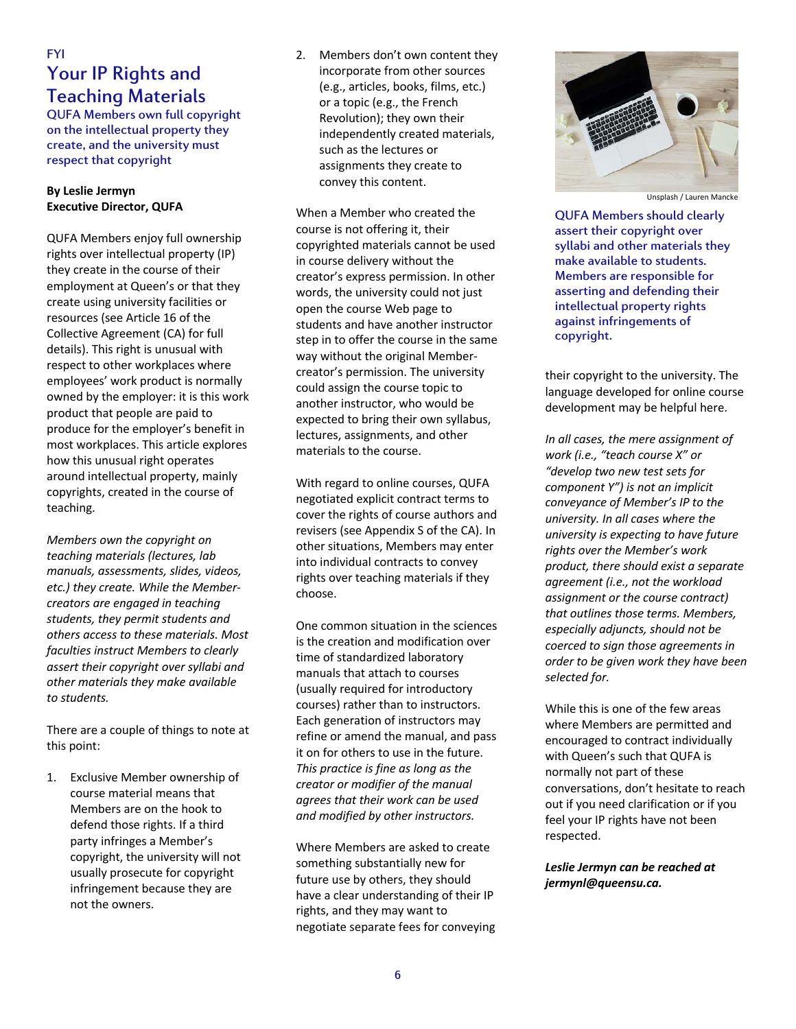FYI

# Your IP Rights and Teaching Materials

## QUFA Members own full copyright on the intellectual property they create, and the university must respect that copyright

**By Leslie Jermyn**
**Executive Director, QUFA**

QUFA Members enjoy full ownership rights over intellectual property (IP) they create in the course of their employment at Queen's or that they create using university facilities or resources (see Article 16 of the Collective Agreement (CA) for full details). This right is unusual with respect to other workplaces where employees' work product is normally owned by the employer: it is this work product that people are paid to produce for the employer's benefit in most workplaces. This article explores how this unusual right operates around intellectual property, mainly copyrights, created in the course of teaching.

*Members own the copyright on teaching materials (lectures, lab manuals, assessments, slides, videos, etc.) they create. While the Member-creators are engaged in teaching students, they permit students and others access to these materials. Most faculties instruct Members to clearly assert their copyright over syllabi and other materials they make available to students.*

There are a couple of things to note at this point:

1. Exclusive Member ownership of course material means that Members are on the hook to defend those rights. If a third party infringes a Member's copyright, the university will not usually prosecute for copyright infringement because they are not the owners.
2. Members don't own content they incorporate from other sources (e.g., articles, books, films, etc.) or a topic (e.g., the French Revolution); they own their independently created materials, such as the lectures or assignments they create to convey this content.

When a Member who created the course is not offering it, their copyrighted materials cannot be used in course delivery without the creator's express permission. In other words, the university could not just open the course Web page to students and have another instructor step in to offer the course in the same way without the original Member-creator's permission. The university could assign the course topic to another instructor, who would be expected to bring their own syllabus, lectures, assignments, and other materials to the course.

With regard to online courses, QUFA negotiated explicit contract terms to cover the rights of course authors and revisers (see Appendix S of the CA). In other situations, Members may enter into individual contracts to convey rights over teaching materials if they choose.

One common situation in the sciences is the creation and modification over time of standardized laboratory manuals that attach to courses (usually required for introductory courses) rather than to instructors. Each generation of instructors may refine or amend the manual, and pass it on for others to use in the future. *This practice is fine as long as the creator or modifier of the manual agrees that their work can be used and modified by other instructors.*

Where Members are asked to create something substantially new for future use by others, they should have a clear understanding of their IP rights, and they may want to negotiate separate fees for conveying their copyright to the university. The language developed for online course development may be helpful here.

Unsplash / Lauren Mancke

**QUFA Members should clearly assert their copyright over syllabi and other materials they make available to students. Members are responsible for asserting and defending their intellectual property rights against infringements of copyright.**

*In all cases, the mere assignment of work (i.e., "teach course X" or "develop two new test sets for component Y") is not an implicit conveyance of Member's IP to the university. In all cases where the university is expecting to have future rights over the Member's work product, there should exist a separate agreement (i.e., not the workload assignment or the course contract) that outlines those terms. Members, especially adjuncts, should not be coerced to sign those agreements in order to be given work they have been selected for.*

While this is one of the few areas where Members are permitted and encouraged to contract individually with Queen's such that QUFA is normally not part of these conversations, don't hesitate to reach out if you need clarification or if you feel your IP rights have not been respected.

***Leslie Jermyn can be reached at jermynl@queensu.ca.***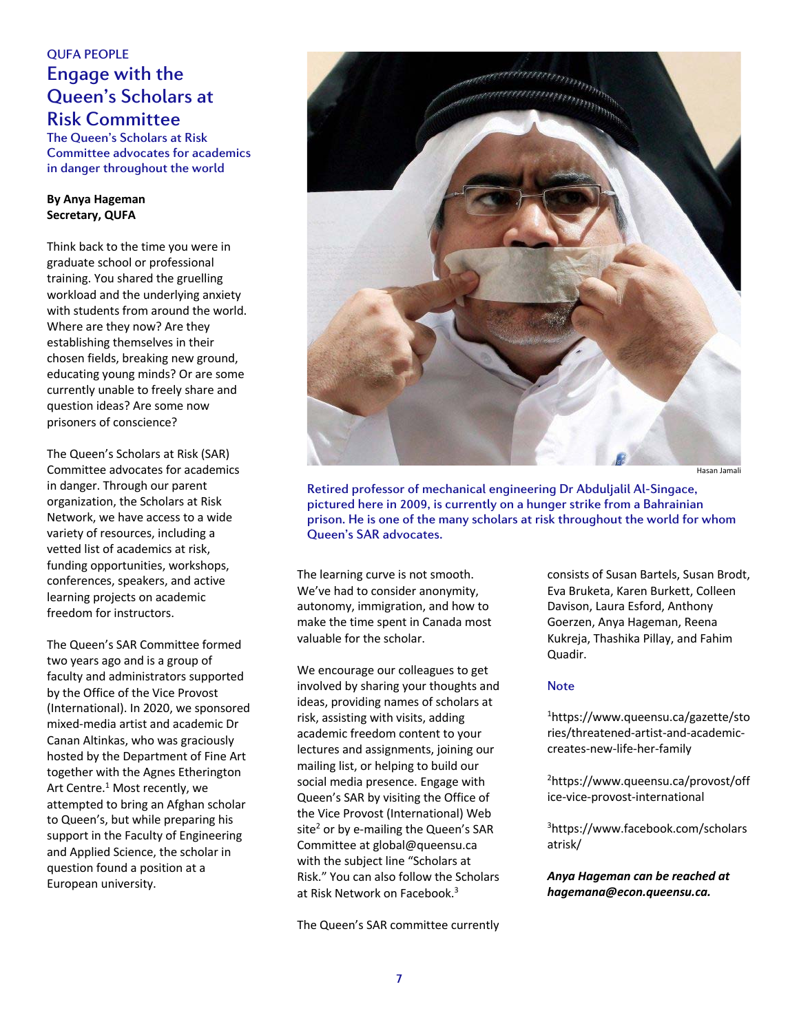QUFA PEOPLE

# Engage with the Queen's Scholars at Risk Committee

### The Queen's Scholars at Risk Committee advocates for academics in danger throughout the world

**By Anya Hageman**
**Secretary, QUFA**

Think back to the time you were in graduate school or professional training. You shared the gruelling workload and the underlying anxiety with students from around the world. Where are they now? Are they establishing themselves in their chosen fields, breaking new ground, educating young minds? Or are some currently unable to freely share and question ideas? Are some now prisoners of conscience?

The Queen's Scholars at Risk (SAR) Committee advocates for academics in danger. Through our parent organization, the Scholars at Risk Network, we have access to a wide variety of resources, including a vetted list of academics at risk, funding opportunities, workshops, conferences, speakers, and active learning projects on academic freedom for instructors.

The Queen's SAR Committee formed two years ago and is a group of faculty and administrators supported by the Office of the Vice Provost (International). In 2020, we sponsored mixed-media artist and academic Dr Canan Altinkas, who was graciously hosted by the Department of Fine Art together with the Agnes Etherington Art Centre.[1] Most recently, we attempted to bring an Afghan scholar to Queen's, but while preparing his support in the Faculty of Engineering and Applied Science, the scholar in question found a position at a European university.

Hasan Jamali

Retired professor of mechanical engineering Dr Abduljalil Al-Singace, pictured here in 2009, is currently on a hunger strike from a Bahrainian prison. He is one of the many scholars at risk throughout the world for whom Queen's SAR advocates.

The learning curve is not smooth. We've had to consider anonymity, autonomy, immigration, and how to make the time spent in Canada most valuable for the scholar.

We encourage our colleagues to get involved by sharing your thoughts and ideas, providing names of scholars at risk, assisting with visits, adding academic freedom content to your lectures and assignments, joining our mailing list, or helping to build our social media presence. Engage with Queen's SAR by visiting the Office of the Vice Provost (International) Web site[2] or by e-mailing the Queen's SAR Committee at global@queensu.ca with the subject line "Scholars at Risk." You can also follow the Scholars at Risk Network on Facebook.[3]

The Queen's SAR committee currently consists of Susan Bartels, Susan Brodt, Eva Bruketa, Karen Burkett, Colleen Davison, Laura Esford, Anthony Goerzen, Anya Hageman, Reena Kukreja, Thashika Pillay, and Fahim Quadir.

### Note

[1]https://www.queensu.ca/gazette/stories/threatened-artist-and-academic-creates-new-life-her-family

[2]https://www.queensu.ca/provost/office-vice-provost-international

[3]https://www.facebook.com/scholarsatrisk/

***Anya Hageman can be reached at hagemana@econ.queensu.ca.***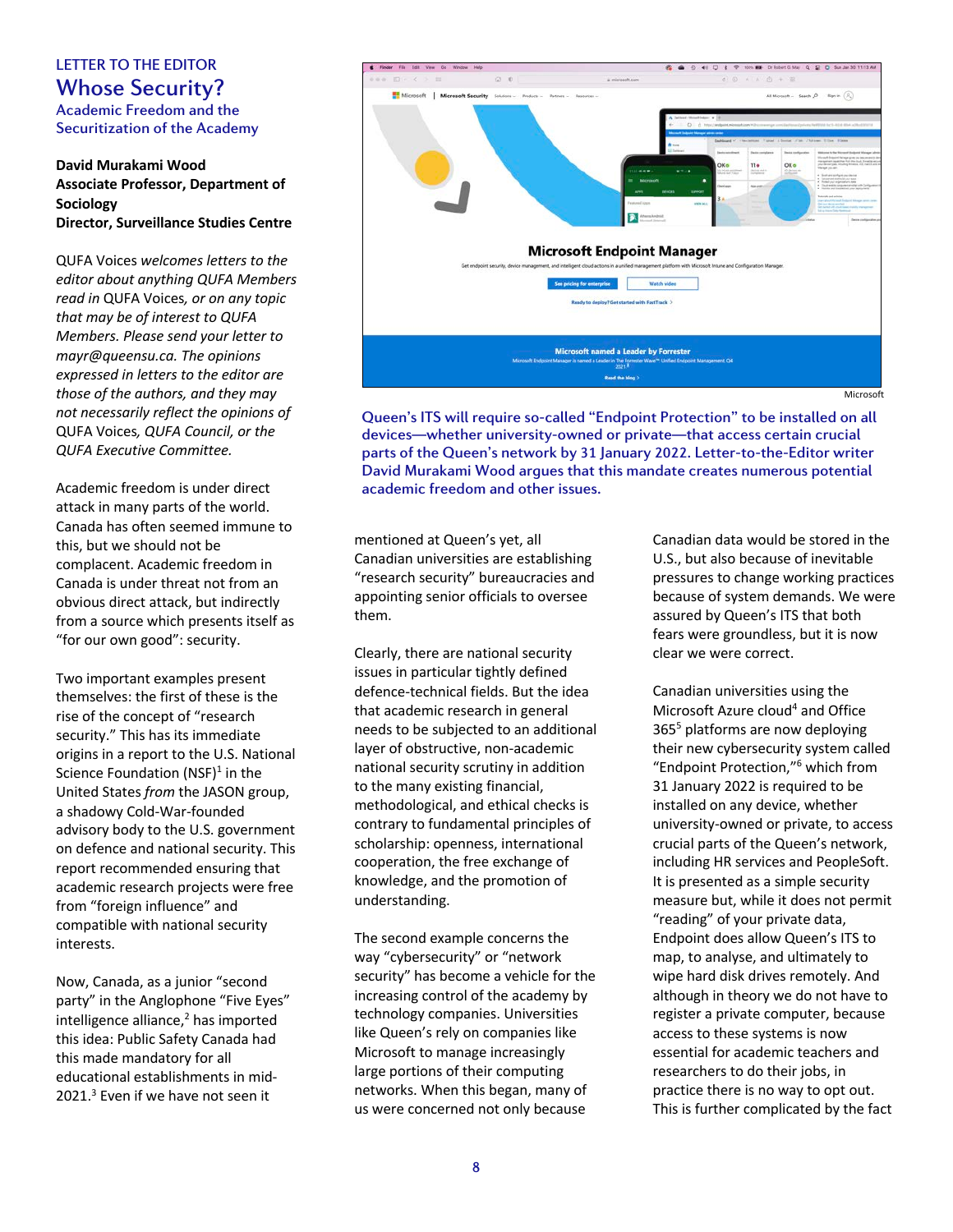LETTER TO THE EDITOR

# Whose Security?

## Academic Freedom and the Securitization of the Academy

**David Murakami Wood**
**Associate Professor, Department of Sociology**
**Director, Surveillance Studies Centre**

QUFA Voices *welcomes letters to the editor about anything QUFA Members read in* QUFA Voices*, or on any topic that may be of interest to QUFA Members. Please send your letter to mayr@queensu.ca. The opinions expressed in letters to the editor are those of the authors, and they may not necessarily reflect the opinions of* QUFA Voices*, QUFA Council, or the QUFA Executive Committee.*

Microsoft

Queen's ITS will require so-called "Endpoint Protection" to be installed on all devices—whether university-owned or private—that access certain crucial parts of the Queen's network by 31 January 2022. Letter-to-the-Editor writer David Murakami Wood argues that this mandate creates numerous potential academic freedom and other issues.

Academic freedom is under direct attack in many parts of the world. Canada has often seemed immune to this, but we should not be complacent. Academic freedom in Canada is under threat not from an obvious direct attack, but indirectly from a source which presents itself as "for our own good": security.

Two important examples present themselves: the first of these is the rise of the concept of "research security." This has its immediate origins in a report to the U.S. National Science Foundation (NSF)[1] in the United States *from* the JASON group, a shadowy Cold-War-founded advisory body to the U.S. government on defence and national security. This report recommended ensuring that academic research projects were free from "foreign influence" and compatible with national security interests.

Now, Canada, as a junior "second party" in the Anglophone "Five Eyes" intelligence alliance,[2] has imported this idea: Public Safety Canada had this made mandatory for all educational establishments in mid-2021.[3] Even if we have not seen it mentioned at Queen's yet, all Canadian universities are establishing "research security" bureaucracies and appointing senior officials to oversee them.

Clearly, there are national security issues in particular tightly defined defence-technical fields. But the idea that academic research in general needs to be subjected to an additional layer of obstructive, non-academic national security scrutiny in addition to the many existing financial, methodological, and ethical checks is contrary to fundamental principles of scholarship: openness, international cooperation, the free exchange of knowledge, and the promotion of understanding.

The second example concerns the way "cybersecurity" or "network security" has become a vehicle for the increasing control of the academy by technology companies. Universities like Queen's rely on companies like Microsoft to manage increasingly large portions of their computing networks. When this began, many of us were concerned not only because Canadian data would be stored in the U.S., but also because of inevitable pressures to change working practices because of system demands. We were assured by Queen's ITS that both fears were groundless, but it is now clear we were correct.

Canadian universities using the Microsoft Azure cloud[4] and Office 365[5] platforms are now deploying their new cybersecurity system called "Endpoint Protection,"[6] which from 31 January 2022 is required to be installed on any device, whether university-owned or private, to access crucial parts of the Queen's network, including HR services and PeopleSoft. It is presented as a simple security measure but, while it does not permit "reading" of your private data, Endpoint does allow Queen's ITS to map, to analyse, and ultimately to wipe hard disk drives remotely. And although in theory we do not have to register a private computer, because access to these systems is now essential for academic teachers and researchers to do their jobs, in practice there is no way to opt out. This is further complicated by the fact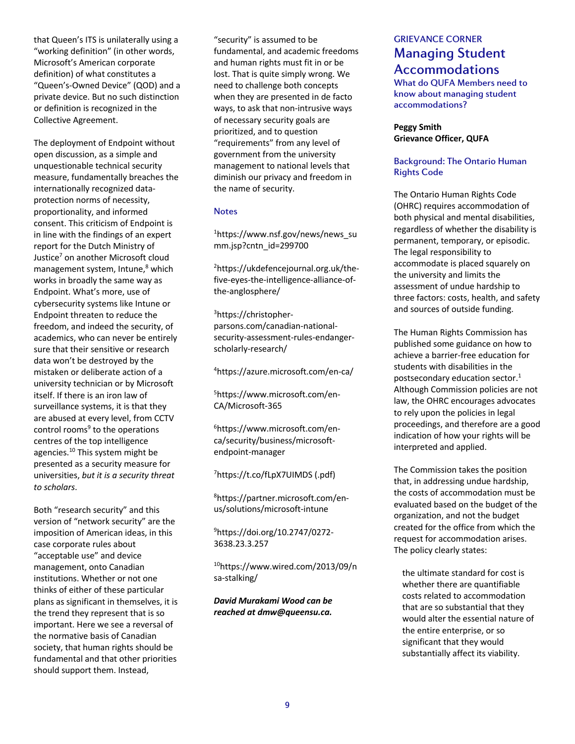that Queen's ITS is unilaterally using a "working definition" (in other words, Microsoft's American corporate definition) of what constitutes a "Queen's-Owned Device" (QOD) and a private device. But no such distinction or definition is recognized in the Collective Agreement.

The deployment of Endpoint without open discussion, as a simple and unquestionable technical security measure, fundamentally breaches the internationally recognized data-protection norms of necessity, proportionality, and informed consent. This criticism of Endpoint is in line with the findings of an expert report for the Dutch Ministry of Justice[7] on another Microsoft cloud management system, Intune,[8] which works in broadly the same way as Endpoint. What's more, use of cybersecurity systems like Intune or Endpoint threaten to reduce the freedom, and indeed the security, of academics, who can never be entirely sure that their sensitive or research data won't be destroyed by the mistaken or deliberate action of a university technician or by Microsoft itself. If there is an iron law of surveillance systems, it is that they are abused at every level, from CCTV control rooms[9] to the operations centres of the top intelligence agencies.[10] This system might be presented as a security measure for universities, *but it is a security threat to scholars*.

Both "research security" and this version of "network security" are the imposition of American ideas, in this case corporate rules about "acceptable use" and device management, onto Canadian institutions. Whether or not one thinks of either of these particular plans as significant in themselves, it is the trend they represent that is so important. Here we see a reversal of the normative basis of Canadian society, that human rights should be fundamental and that other priorities should support them. Instead, "security" is assumed to be fundamental, and academic freedoms and human rights must fit in or be lost. That is quite simply wrong. We need to challenge both concepts when they are presented in de facto ways, to ask that non-intrusive ways of necessary security goals are prioritized, and to question "requirements" from any level of government from the university management to national levels that diminish our privacy and freedom in the name of security.

### Notes

[1]https://www.nsf.gov/news/news_summ.jsp?cntn_id=299700

[2]https://ukdefencejournal.org.uk/the-five-eyes-the-intelligence-alliance-of-the-anglosphere/

[3]https://christopher-parsons.com/canadian-national-security-assessment-rules-endanger-scholarly-research/

[4]https://azure.microsoft.com/en-ca/

[5]https://www.microsoft.com/en-CA/Microsoft-365

[6]https://www.microsoft.com/en-ca/security/business/microsoft-endpoint-manager

[7]https://t.co/fLpX7UIMDS (.pdf)

[8]https://partner.microsoft.com/en-us/solutions/microsoft-intune

[9]https://doi.org/10.2747/0272-3638.23.3.257

[10]https://www.wired.com/2013/09/nsa-stalking/

***David Murakami Wood can be reached at dmw@queensu.ca.***

GRIEVANCE CORNER

## Managing Student Accommodations

### What do QUFA Members need to know about managing student accommodations?

**Peggy Smith**
**Grievance Officer, QUFA**

### Background: The Ontario Human Rights Code

The Ontario Human Rights Code (OHRC) requires accommodation of both physical and mental disabilities, regardless of whether the disability is permanent, temporary, or episodic. The legal responsibility to accommodate is placed squarely on the university and limits the assessment of undue hardship to three factors: costs, health, and safety and sources of outside funding.

The Human Rights Commission has published some guidance on how to achieve a barrier-free education for students with disabilities in the postsecondary education sector.[1] Although Commission policies are not law, the OHRC encourages advocates to rely upon the policies in legal proceedings, and therefore are a good indication of how your rights will be interpreted and applied.

The Commission takes the position that, in addressing undue hardship, the costs of accommodation must be evaluated based on the budget of the organization, and not the budget created for the office from which the request for accommodation arises. The policy clearly states:

> the ultimate standard for cost is whether there are quantifiable costs related to accommodation that are so substantial that they would alter the essential nature of the entire enterprise, or so significant that they would substantially affect its viability.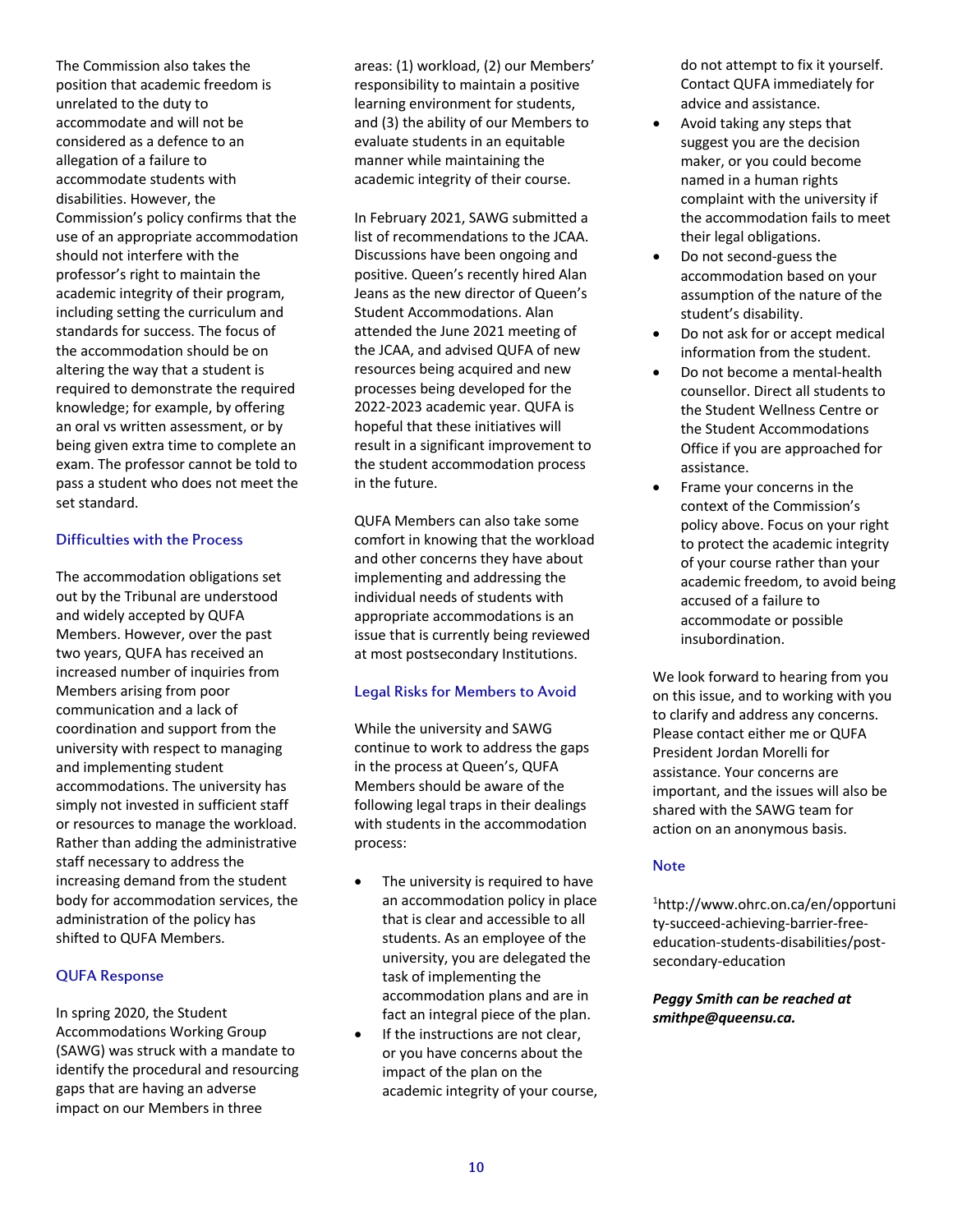The Commission also takes the position that academic freedom is unrelated to the duty to accommodate and will not be considered as a defence to an allegation of a failure to accommodate students with disabilities. However, the Commission's policy confirms that the use of an appropriate accommodation should not interfere with the professor's right to maintain the academic integrity of their program, including setting the curriculum and standards for success. The focus of the accommodation should be on altering the way that a student is required to demonstrate the required knowledge; for example, by offering an oral vs written assessment, or by being given extra time to complete an exam. The professor cannot be told to pass a student who does not meet the set standard.

## Difficulties with the Process

The accommodation obligations set out by the Tribunal are understood and widely accepted by QUFA Members. However, over the past two years, QUFA has received an increased number of inquiries from Members arising from poor communication and a lack of coordination and support from the university with respect to managing and implementing student accommodations. The university has simply not invested in sufficient staff or resources to manage the workload. Rather than adding the administrative staff necessary to address the increasing demand from the student body for accommodation services, the administration of the policy has shifted to QUFA Members.

## QUFA Response

In spring 2020, the Student Accommodations Working Group (SAWG) was struck with a mandate to identify the procedural and resourcing gaps that are having an adverse impact on our Members in three areas: (1) workload, (2) our Members' responsibility to maintain a positive learning environment for students, and (3) the ability of our Members to evaluate students in an equitable manner while maintaining the academic integrity of their course.

In February 2021, SAWG submitted a list of recommendations to the JCAA. Discussions have been ongoing and positive. Queen's recently hired Alan Jeans as the new director of Queen's Student Accommodations. Alan attended the June 2021 meeting of the JCAA, and advised QUFA of new resources being acquired and new processes being developed for the 2022-2023 academic year. QUFA is hopeful that these initiatives will result in a significant improvement to the student accommodation process in the future.

QUFA Members can also take some comfort in knowing that the workload and other concerns they have about implementing and addressing the individual needs of students with appropriate accommodations is an issue that is currently being reviewed at most postsecondary Institutions.

## Legal Risks for Members to Avoid

While the university and SAWG continue to work to address the gaps in the process at Queen's, QUFA Members should be aware of the following legal traps in their dealings with students in the accommodation process:

- The university is required to have an accommodation policy in place that is clear and accessible to all students. As an employee of the university, you are delegated the task of implementing the accommodation plans and are in fact an integral piece of the plan.
- If the instructions are not clear, or you have concerns about the impact of the plan on the academic integrity of your course, do not attempt to fix it yourself. Contact QUFA immediately for advice and assistance.
- Avoid taking any steps that suggest you are the decision maker, or you could become named in a human rights complaint with the university if the accommodation fails to meet their legal obligations.
- Do not second-guess the accommodation based on your assumption of the nature of the student's disability.
- Do not ask for or accept medical information from the student.
- Do not become a mental-health counsellor. Direct all students to the Student Wellness Centre or the Student Accommodations Office if you are approached for assistance.
- Frame your concerns in the context of the Commission's policy above. Focus on your right to protect the academic integrity of your course rather than your academic freedom, to avoid being accused of a failure to accommodate or possible insubordination.

We look forward to hearing from you on this issue, and to working with you to clarify and address any concerns. Please contact either me or QUFA President Jordan Morelli for assistance. Your concerns are important, and the issues will also be shared with the SAWG team for action on an anonymous basis.

## Note

[1]http://www.ohrc.on.ca/en/opportunity-succeed-achieving-barrier-free-education-students-disabilities/post-secondary-education

***Peggy Smith can be reached at smithpe@queensu.ca.***